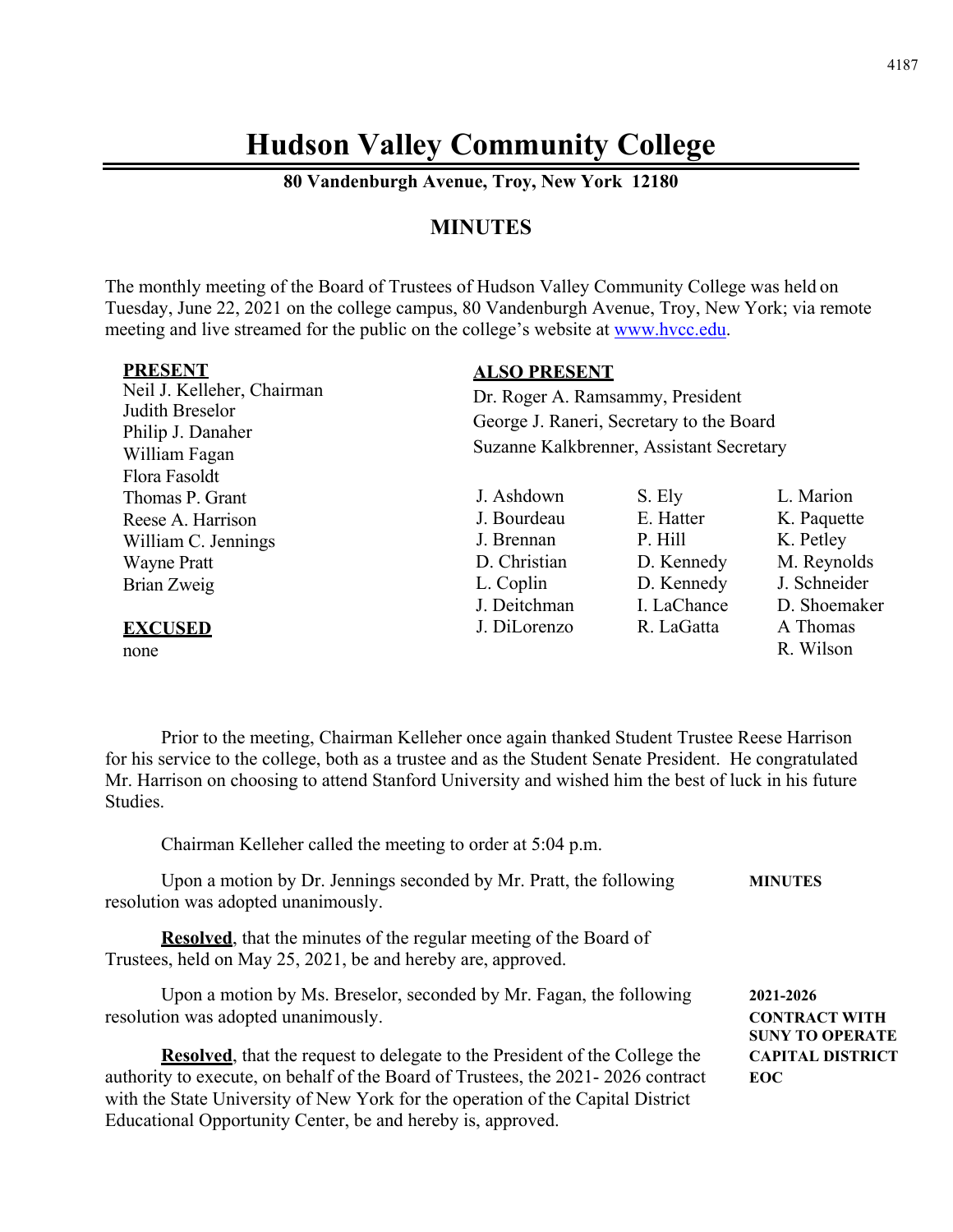# Hudson Valley Community College

**80 Vandenburgh Avenue, Troy, New York 12180**

## MINUTES

The monthly meeting of the Board of Trustees of Hudson Valley Community College was held on Tuesday, June 22, 2021 on the college campus, 80 Vandenburgh Avenue, Troy, New York; via remote meeting and live streamed for the public on the college's website at www.hvcc.edu.

**PRESENT**

Neil J. Kelleher, Chairman
Judith Breselor
Philip J. Danaher
William Fagan
Flora Fasoldt
Thomas P. Grant
Reese A. Harrison
William C. Jennings
Wayne Pratt
Brian Zweig

**EXCUSED**

none

**ALSO PRESENT**

Dr. Roger A. Ramsammy, President
George J. Raneri, Secretary to the Board
Suzanne Kalkbrenner, Assistant Secretary

| | | |
|---|---|---|
| J. Ashdown | S. Ely | L. Marion |
| J. Bourdeau | E. Hatter | K. Paquette |
| J. Brennan | P. Hill | K. Petley |
| D. Christian | D. Kennedy | M. Reynolds |
| L. Coplin | D. Kennedy | J. Schneider |
| J. Deitchman | I. LaChance | D. Shoemaker |
| J. DiLorenzo | R. LaGatta | A Thomas |
| | | R. Wilson |

Prior to the meeting, Chairman Kelleher once again thanked Student Trustee Reese Harrison for his service to the college, both as a trustee and as the Student Senate President. He congratulated Mr. Harrison on choosing to attend Stanford University and wished him the best of luck in his future Studies.

Chairman Kelleher called the meeting to order at 5:04 p.m.

**MINUTES**

Upon a motion by Dr. Jennings seconded by Mr. Pratt, the following resolution was adopted unanimously.

**Resolved**, that the minutes of the regular meeting of the Board of Trustees, held on May 25, 2021, be and hereby are, approved.

**2021-2026 CONTRACT WITH SUNY TO OPERATE CAPITAL DISTRICT EOC**

Upon a motion by Ms. Breselor, seconded by Mr. Fagan, the following resolution was adopted unanimously.

**Resolved**, that the request to delegate to the President of the College the authority to execute, on behalf of the Board of Trustees, the 2021- 2026 contract with the State University of New York for the operation of the Capital District Educational Opportunity Center, be and hereby is, approved.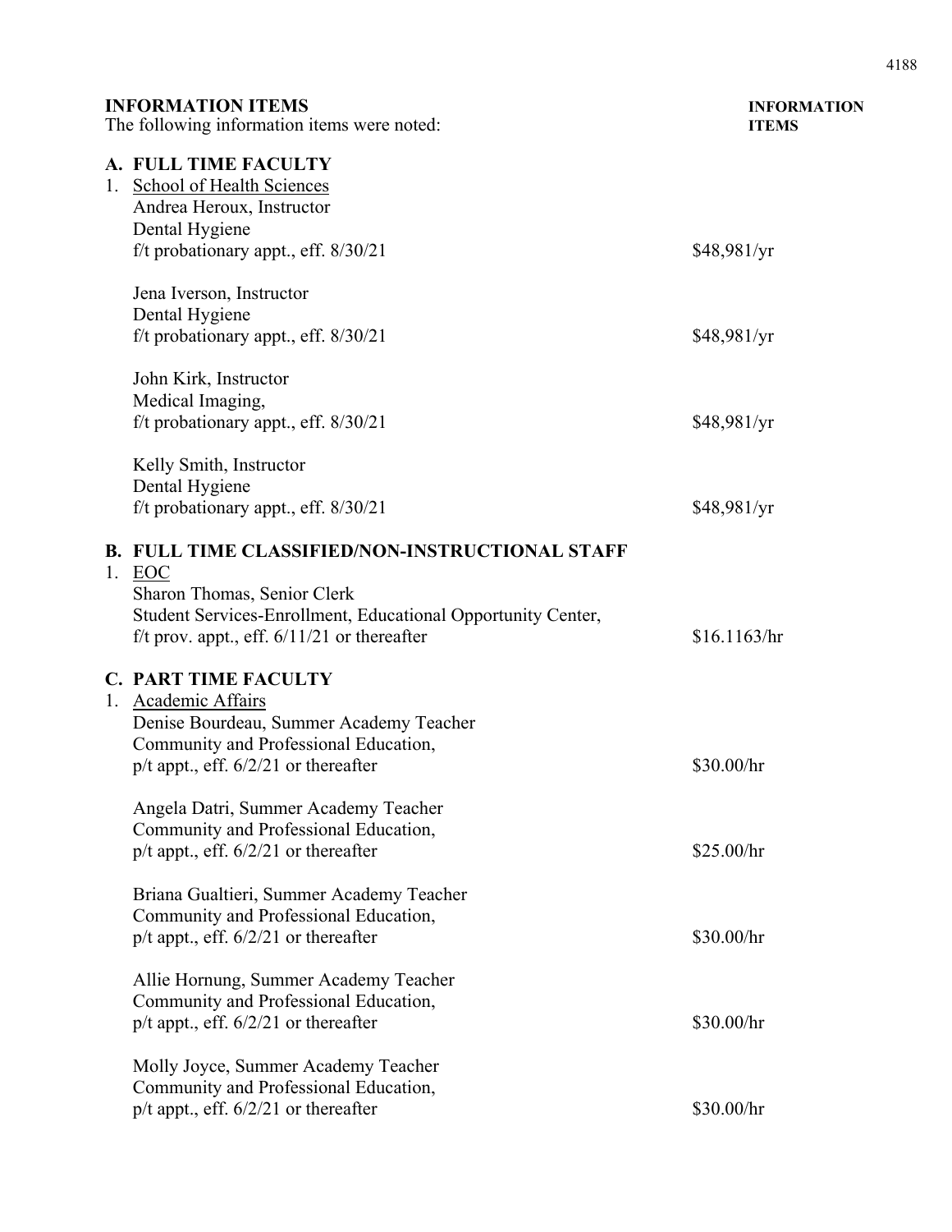## INFORMATION ITEMS

The following information items were noted:

**INFORMATION ITEMS**

### A. FULL TIME FACULTY

1. School of Health Sciences

Andrea Heroux, Instructor
Dental Hygiene
f/t probationary appt., eff. 8/30/21 — $48,981/yr

Jena Iverson, Instructor
Dental Hygiene
f/t probationary appt., eff. 8/30/21 — $48,981/yr

John Kirk, Instructor
Medical Imaging,
f/t probationary appt., eff. 8/30/21 — $48,981/yr

Kelly Smith, Instructor
Dental Hygiene
f/t probationary appt., eff. 8/30/21 — $48,981/yr

### B. FULL TIME CLASSIFIED/NON-INSTRUCTIONAL STAFF

1. EOC

Sharon Thomas, Senior Clerk
Student Services-Enrollment, Educational Opportunity Center,
f/t prov. appt., eff. 6/11/21 or thereafter — $16.1163/hr

### C. PART TIME FACULTY

1. Academic Affairs

Denise Bourdeau, Summer Academy Teacher
Community and Professional Education,
p/t appt., eff. 6/2/21 or thereafter — $30.00/hr

Angela Datri, Summer Academy Teacher
Community and Professional Education,
p/t appt., eff. 6/2/21 or thereafter — $25.00/hr

Briana Gualtieri, Summer Academy Teacher
Community and Professional Education,
p/t appt., eff. 6/2/21 or thereafter — $30.00/hr

Allie Hornung, Summer Academy Teacher
Community and Professional Education,
p/t appt., eff. 6/2/21 or thereafter — $30.00/hr

Molly Joyce, Summer Academy Teacher
Community and Professional Education,
p/t appt., eff. 6/2/21 or thereafter — $30.00/hr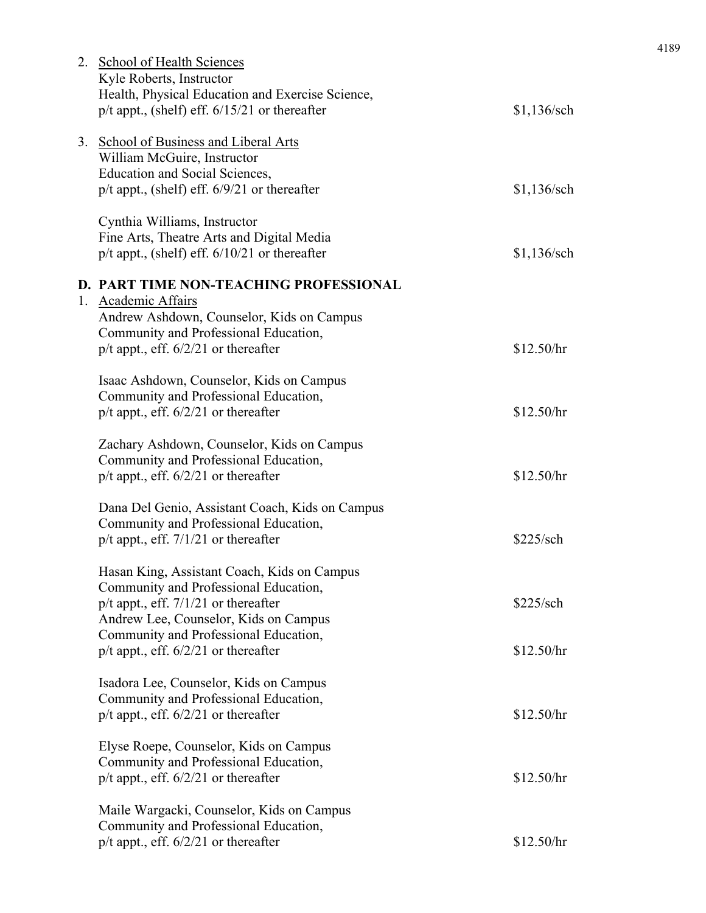2. School of Health Sciences
   Kyle Roberts, Instructor
   Health, Physical Education and Exercise Science,
   p/t appt., (shelf) eff. 6/15/21 or thereafter — $1,136/sch

3. School of Business and Liberal Arts
   William McGuire, Instructor
   Education and Social Sciences,
   p/t appt., (shelf) eff. 6/9/21 or thereafter — $1,136/sch

   Cynthia Williams, Instructor
   Fine Arts, Theatre Arts and Digital Media
   p/t appt., (shelf) eff. 6/10/21 or thereafter — $1,136/sch

**D. PART TIME NON-TEACHING PROFESSIONAL**

1. Academic Affairs
   Andrew Ashdown, Counselor, Kids on Campus
   Community and Professional Education,
   p/t appt., eff. 6/2/21 or thereafter — $12.50/hr

   Isaac Ashdown, Counselor, Kids on Campus
   Community and Professional Education,
   p/t appt., eff. 6/2/21 or thereafter — $12.50/hr

   Zachary Ashdown, Counselor, Kids on Campus
   Community and Professional Education,
   p/t appt., eff. 6/2/21 or thereafter — $12.50/hr

   Dana Del Genio, Assistant Coach, Kids on Campus
   Community and Professional Education,
   p/t appt., eff. 7/1/21 or thereafter — $225/sch

   Hasan King, Assistant Coach, Kids on Campus
   Community and Professional Education,
   p/t appt., eff. 7/1/21 or thereafter — $225/sch

   Andrew Lee, Counselor, Kids on Campus
   Community and Professional Education,
   p/t appt., eff. 6/2/21 or thereafter — $12.50/hr

   Isadora Lee, Counselor, Kids on Campus
   Community and Professional Education,
   p/t appt., eff. 6/2/21 or thereafter — $12.50/hr

   Elyse Roepe, Counselor, Kids on Campus
   Community and Professional Education,
   p/t appt., eff. 6/2/21 or thereafter — $12.50/hr

   Maile Wargacki, Counselor, Kids on Campus
   Community and Professional Education,
   p/t appt., eff. 6/2/21 or thereafter — $12.50/hr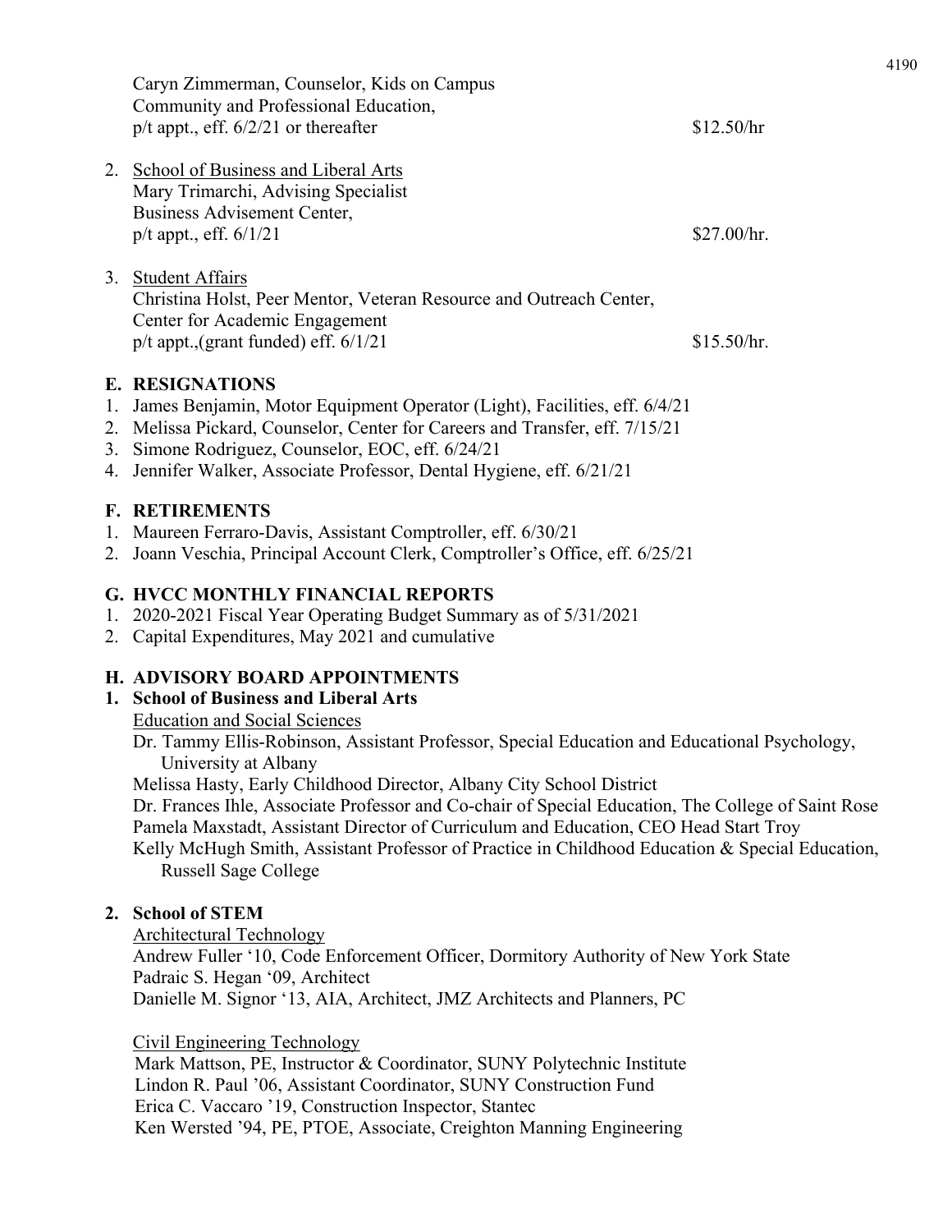Caryn Zimmerman, Counselor, Kids on Campus
Community and Professional Education,
p/t appt., eff. 6/2/21 or thereafter $12.50/hr

2. <u>School of Business and Liberal Arts</u>
   Mary Trimarchi, Advising Specialist
   Business Advisement Center,
   p/t appt., eff. 6/1/21 $27.00/hr.

3. <u>Student Affairs</u>
   Christina Holst, Peer Mentor, Veteran Resource and Outreach Center,
   Center for Academic Engagement
   p/t appt.,(grant funded) eff. 6/1/21 $15.50/hr.

## E. RESIGNATIONS

1. James Benjamin, Motor Equipment Operator (Light), Facilities, eff. 6/4/21
2. Melissa Pickard, Counselor, Center for Careers and Transfer, eff. 7/15/21
3. Simone Rodriguez, Counselor, EOC, eff. 6/24/21
4. Jennifer Walker, Associate Professor, Dental Hygiene, eff. 6/21/21

## F. RETIREMENTS

1. Maureen Ferraro-Davis, Assistant Comptroller, eff. 6/30/21
2. Joann Veschia, Principal Account Clerk, Comptroller's Office, eff. 6/25/21

## G. HVCC MONTHLY FINANCIAL REPORTS

1. 2020-2021 Fiscal Year Operating Budget Summary as of 5/31/2021
2. Capital Expenditures, May 2021 and cumulative

## H. ADVISORY BOARD APPOINTMENTS

### 1. School of Business and Liberal Arts

<u>Education and Social Sciences</u>

Dr. Tammy Ellis-Robinson, Assistant Professor, Special Education and Educational Psychology, University at Albany
Melissa Hasty, Early Childhood Director, Albany City School District
Dr. Frances Ihle, Associate Professor and Co-chair of Special Education, The College of Saint Rose
Pamela Maxstadt, Assistant Director of Curriculum and Education, CEO Head Start Troy
Kelly McHugh Smith, Assistant Professor of Practice in Childhood Education & Special Education, Russell Sage College

### 2. School of STEM

<u>Architectural Technology</u>

Andrew Fuller '10, Code Enforcement Officer, Dormitory Authority of New York State
Padraic S. Hegan '09, Architect
Danielle M. Signor '13, AIA, Architect, JMZ Architects and Planners, PC

<u>Civil Engineering Technology</u>

Mark Mattson, PE, Instructor & Coordinator, SUNY Polytechnic Institute
Lindon R. Paul '06, Assistant Coordinator, SUNY Construction Fund
Erica C. Vaccaro '19, Construction Inspector, Stantec
Ken Wersted '94, PE, PTOE, Associate, Creighton Manning Engineering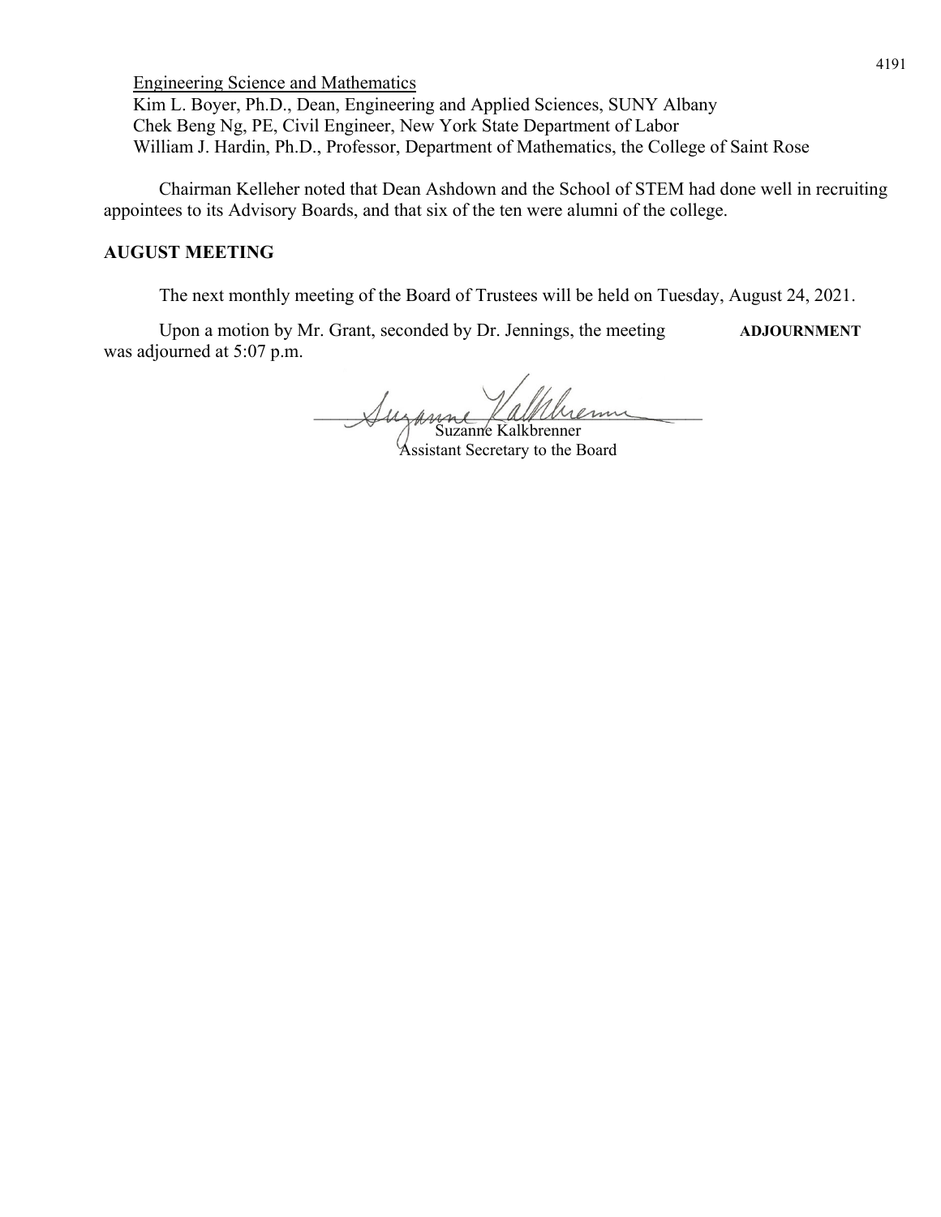Engineering Science and Mathematics
Kim L. Boyer, Ph.D., Dean, Engineering and Applied Sciences, SUNY Albany
Chek Beng Ng, PE, Civil Engineer, New York State Department of Labor
William J. Hardin, Ph.D., Professor, Department of Mathematics, the College of Saint Rose

Chairman Kelleher noted that Dean Ashdown and the School of STEM had done well in recruiting appointees to its Advisory Boards, and that six of the ten were alumni of the college.

**AUGUST MEETING**

The next monthly meeting of the Board of Trustees will be held on Tuesday, August 24, 2021.

**ADJOURNMENT**

Upon a motion by Mr. Grant, seconded by Dr. Jennings, the meeting was adjourned at 5:07 p.m.

Suzanne Kalkbrenner
Assistant Secretary to the Board